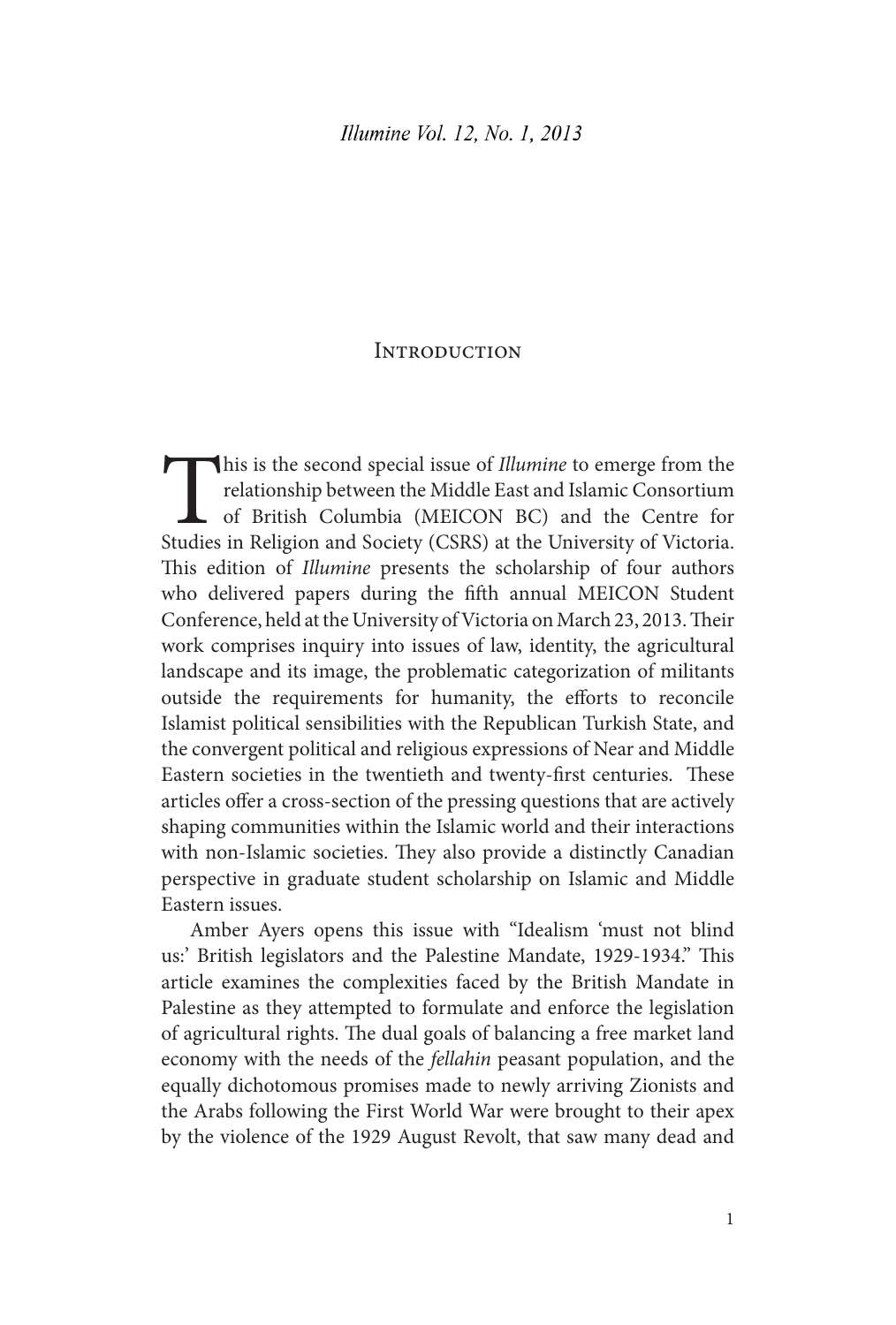# Introduction

This is the second special issue of *Illumine* to emerge from the relationship between the Middle East and Islamic Consortium of British Columbia (MEICON BC) and the Centre for Studies in Religion and Society (CSRS) at the University of Victoria. This edition of *Illumine* presents the scholarship of four authors who delivered papers during the fifth annual MEICON Student Conference, held at the University of Victoria on March 23, 2013. Their work comprises inquiry into issues of law, identity, the agricultural landscape and its image, the problematic categorization of militants outside the requirements for humanity, the efforts to reconcile Islamist political sensibilities with the Republican Turkish State, and the convergent political and religious expressions of Near and Middle Eastern societies in the twentieth and twenty-first centuries. These articles offer a cross-section of the pressing questions that are actively shaping communities within the Islamic world and their interactions with non-Islamic societies. They also provide a distinctly Canadian perspective in graduate student scholarship on Islamic and Middle Eastern issues.

Amber Ayers opens this issue with "Idealism 'must not blind us:' British legislators and the Palestine Mandate, 1929-1934." This article examines the complexities faced by the British Mandate in Palestine as they attempted to formulate and enforce the legislation of agricultural rights. The dual goals of balancing a free market land economy with the needs of the *fellahin* peasant population, and the equally dichotomous promises made to newly arriving Zionists and the Arabs following the First World War were brought to their apex by the violence of the 1929 August Revolt, that saw many dead and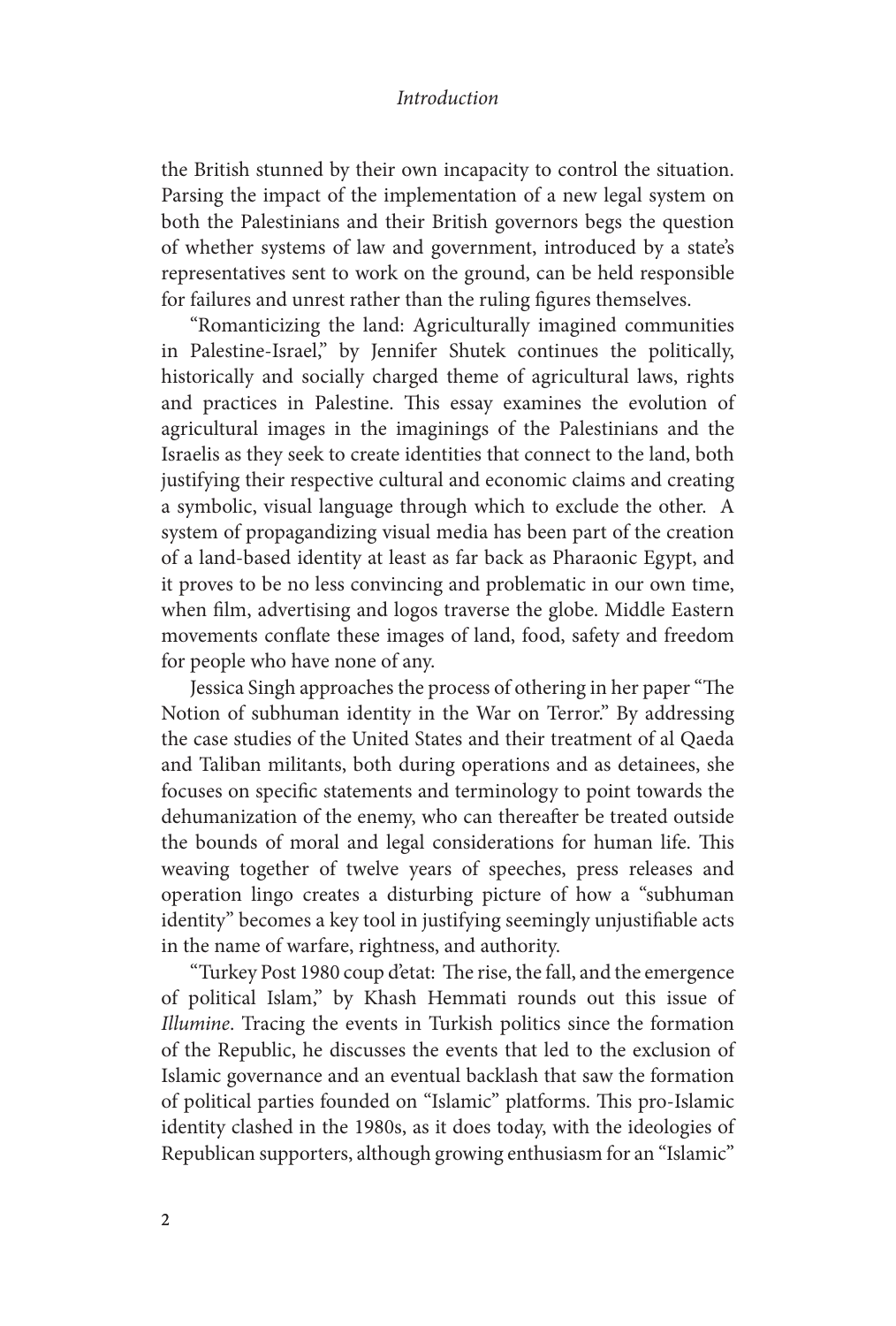the British stunned by their own incapacity to control the situation. Parsing the impact of the implementation of a new legal system on both the Palestinians and their British governors begs the question of whether systems of law and government, introduced by a state's representatives sent to work on the ground, can be held responsible for failures and unrest rather than the ruling figures themselves.

"Romanticizing the land: Agriculturally imagined communities in Palestine-Israel," by Jennifer Shutek continues the politically, historically and socially charged theme of agricultural laws, rights and practices in Palestine. This essay examines the evolution of agricultural images in the imaginings of the Palestinians and the Israelis as they seek to create identities that connect to the land, both justifying their respective cultural and economic claims and creating a symbolic, visual language through which to exclude the other. A system of propagandizing visual media has been part of the creation of a land-based identity at least as far back as Pharaonic Egypt, and it proves to be no less convincing and problematic in our own time, when film, advertising and logos traverse the globe. Middle Eastern movements conflate these images of land, food, safety and freedom for people who have none of any.

Jessica Singh approaches the process of othering in her paper "The Notion of subhuman identity in the War on Terror." By addressing the case studies of the United States and their treatment of al Qaeda and Taliban militants, both during operations and as detainees, she focuses on specific statements and terminology to point towards the dehumanization of the enemy, who can thereafter be treated outside the bounds of moral and legal considerations for human life. This weaving together of twelve years of speeches, press releases and operation lingo creates a disturbing picture of how a "subhuman identity" becomes a key tool in justifying seemingly unjustifiable acts in the name of warfare, rightness, and authority.

"Turkey Post 1980 coup d'etat: The rise, the fall, and the emergence of political Islam," by Khash Hemmati rounds out this issue of *Illumine*. Tracing the events in Turkish politics since the formation of the Republic, he discusses the events that led to the exclusion of Islamic governance and an eventual backlash that saw the formation of political parties founded on "Islamic" platforms. This pro-Islamic identity clashed in the 1980s, as it does today, with the ideologies of Republican supporters, although growing enthusiasm for an "Islamic"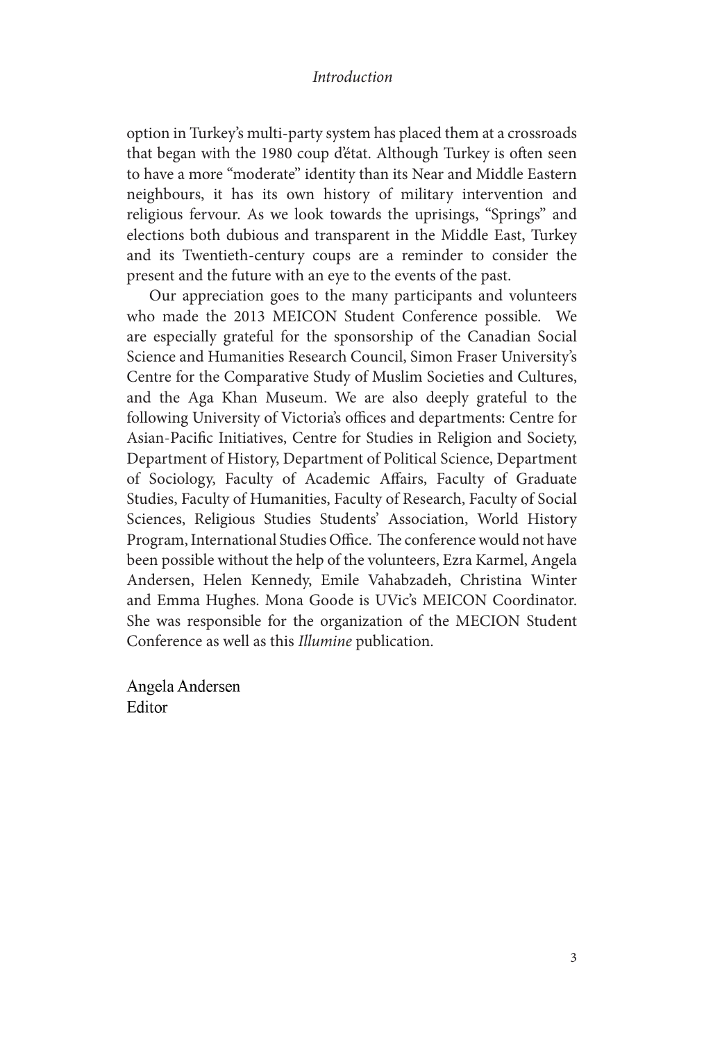option in Turkey's multi-party system has placed them at a crossroads that began with the 1980 coup d'état. Although Turkey is often seen to have a more "moderate" identity than its Near and Middle Eastern neighbours, it has its own history of military intervention and religious fervour. As we look towards the uprisings, "Springs" and elections both dubious and transparent in the Middle East, Turkey and its Twentieth-century coups are a reminder to consider the present and the future with an eye to the events of the past.

Our appreciation goes to the many participants and volunteers who made the 2013 MEICON Student Conference possible. We are especially grateful for the sponsorship of the Canadian Social Science and Humanities Research Council, Simon Fraser University's Centre for the Comparative Study of Muslim Societies and Cultures, and the Aga Khan Museum. We are also deeply grateful to the following University of Victoria's offices and departments: Centre for Asian-Pacific Initiatives, Centre for Studies in Religion and Society, Department of History, Department of Political Science, Department of Sociology, Faculty of Academic Affairs, Faculty of Graduate Studies, Faculty of Humanities, Faculty of Research, Faculty of Social Sciences, Religious Studies Students' Association, World History Program, International Studies Office. The conference would not have been possible without the help of the volunteers, Ezra Karmel, Angela Andersen, Helen Kennedy, Emile Vahabzadeh, Christina Winter and Emma Hughes. Mona Goode is UVic's MEICON Coordinator. She was responsible for the organization of the MECION Student Conference as well as this *Illumine* publication.

Angela Andersen
Editor